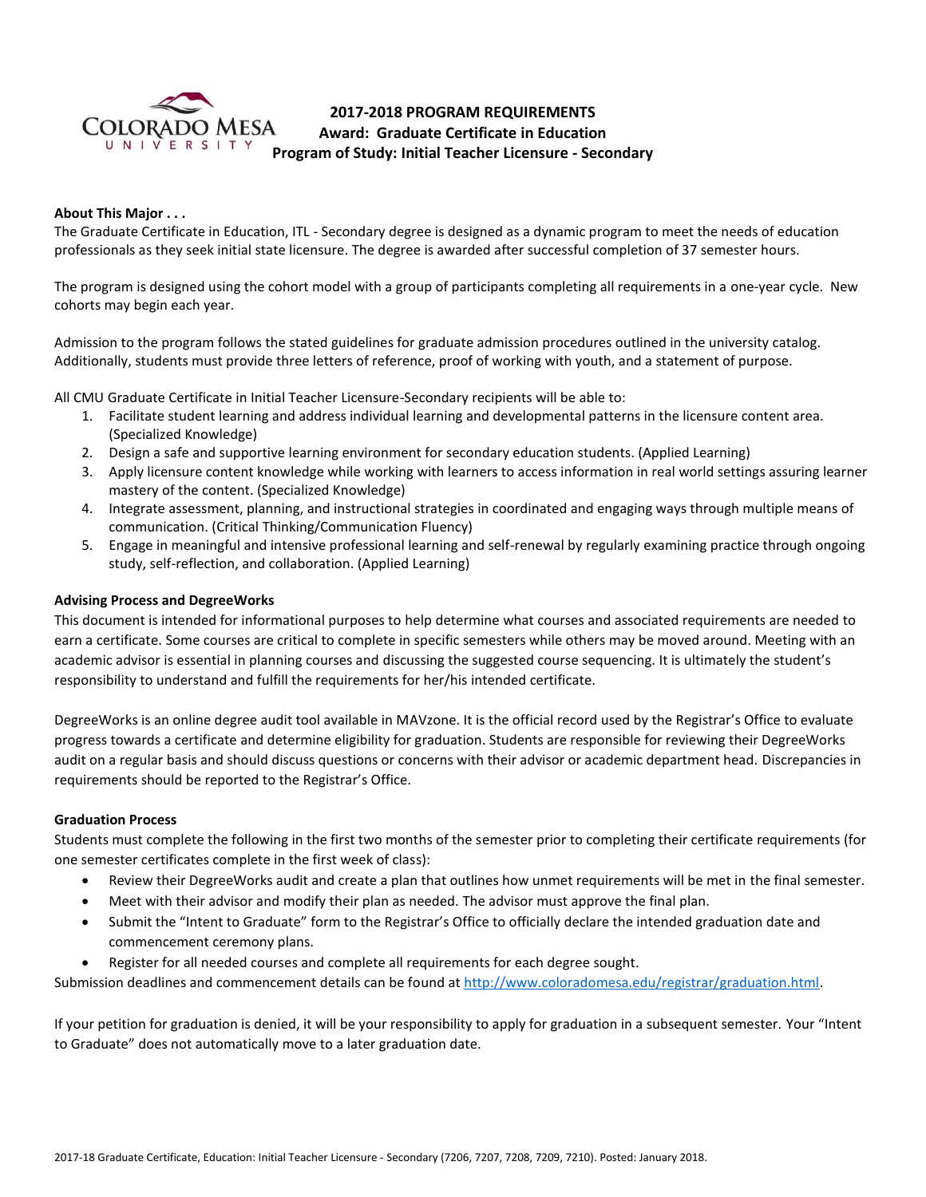# 2017-2018 PROGRAM REQUIREMENTS
## Award: Graduate Certificate in Education
## Program of Study: Initial Teacher Licensure - Secondary

**About This Major . . .**

The Graduate Certificate in Education, ITL - Secondary degree is designed as a dynamic program to meet the needs of education professionals as they seek initial state licensure. The degree is awarded after successful completion of 37 semester hours.

The program is designed using the cohort model with a group of participants completing all requirements in a one-year cycle. New cohorts may begin each year.

Admission to the program follows the stated guidelines for graduate admission procedures outlined in the university catalog. Additionally, students must provide three letters of reference, proof of working with youth, and a statement of purpose.

All CMU Graduate Certificate in Initial Teacher Licensure-Secondary recipients will be able to:

1. Facilitate student learning and address individual learning and developmental patterns in the licensure content area. (Specialized Knowledge)
2. Design a safe and supportive learning environment for secondary education students. (Applied Learning)
3. Apply licensure content knowledge while working with learners to access information in real world settings assuring learner mastery of the content. (Specialized Knowledge)
4. Integrate assessment, planning, and instructional strategies in coordinated and engaging ways through multiple means of communication. (Critical Thinking/Communication Fluency)
5. Engage in meaningful and intensive professional learning and self-renewal by regularly examining practice through ongoing study, self-reflection, and collaboration. (Applied Learning)

**Advising Process and DegreeWorks**

This document is intended for informational purposes to help determine what courses and associated requirements are needed to earn a certificate. Some courses are critical to complete in specific semesters while others may be moved around. Meeting with an academic advisor is essential in planning courses and discussing the suggested course sequencing. It is ultimately the student's responsibility to understand and fulfill the requirements for her/his intended certificate.

DegreeWorks is an online degree audit tool available in MAVzone. It is the official record used by the Registrar's Office to evaluate progress towards a certificate and determine eligibility for graduation. Students are responsible for reviewing their DegreeWorks audit on a regular basis and should discuss questions or concerns with their advisor or academic department head. Discrepancies in requirements should be reported to the Registrar's Office.

**Graduation Process**

Students must complete the following in the first two months of the semester prior to completing their certificate requirements (for one semester certificates complete in the first week of class):

- Review their DegreeWorks audit and create a plan that outlines how unmet requirements will be met in the final semester.
- Meet with their advisor and modify their plan as needed. The advisor must approve the final plan.
- Submit the "Intent to Graduate" form to the Registrar's Office to officially declare the intended graduation date and commencement ceremony plans.
- Register for all needed courses and complete all requirements for each degree sought.

Submission deadlines and commencement details can be found at http://www.coloradomesa.edu/registrar/graduation.html.

If your petition for graduation is denied, it will be your responsibility to apply for graduation in a subsequent semester. Your "Intent to Graduate" does not automatically move to a later graduation date.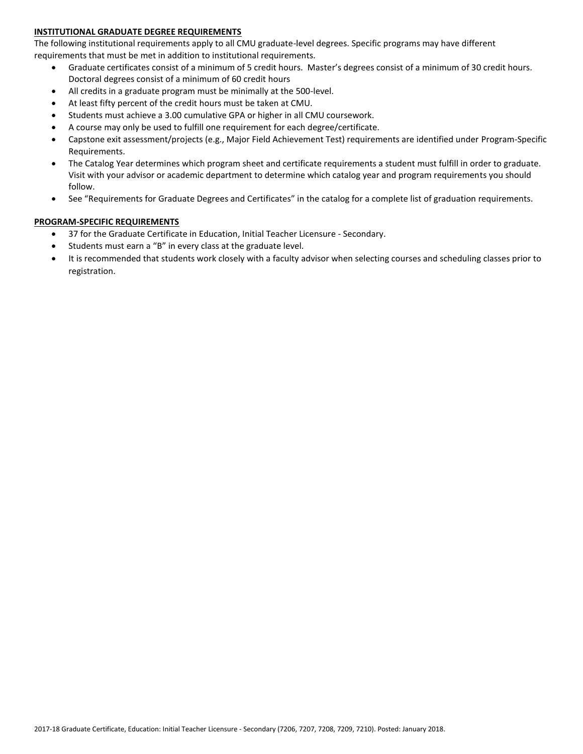## INSTITUTIONAL GRADUATE DEGREE REQUIREMENTS

The following institutional requirements apply to all CMU graduate-level degrees. Specific programs may have different requirements that must be met in addition to institutional requirements.

- Graduate certificates consist of a minimum of 5 credit hours. Master's degrees consist of a minimum of 30 credit hours. Doctoral degrees consist of a minimum of 60 credit hours
- All credits in a graduate program must be minimally at the 500-level.
- At least fifty percent of the credit hours must be taken at CMU.
- Students must achieve a 3.00 cumulative GPA or higher in all CMU coursework.
- A course may only be used to fulfill one requirement for each degree/certificate.
- Capstone exit assessment/projects (e.g., Major Field Achievement Test) requirements are identified under Program-Specific Requirements.
- The Catalog Year determines which program sheet and certificate requirements a student must fulfill in order to graduate. Visit with your advisor or academic department to determine which catalog year and program requirements you should follow.
- See "Requirements for Graduate Degrees and Certificates" in the catalog for a complete list of graduation requirements.

## PROGRAM-SPECIFIC REQUIREMENTS

- 37 for the Graduate Certificate in Education, Initial Teacher Licensure - Secondary.
- Students must earn a "B" in every class at the graduate level.
- It is recommended that students work closely with a faculty advisor when selecting courses and scheduling classes prior to registration.

2017-18 Graduate Certificate, Education: Initial Teacher Licensure - Secondary (7206, 7207, 7208, 7209, 7210). Posted: January 2018.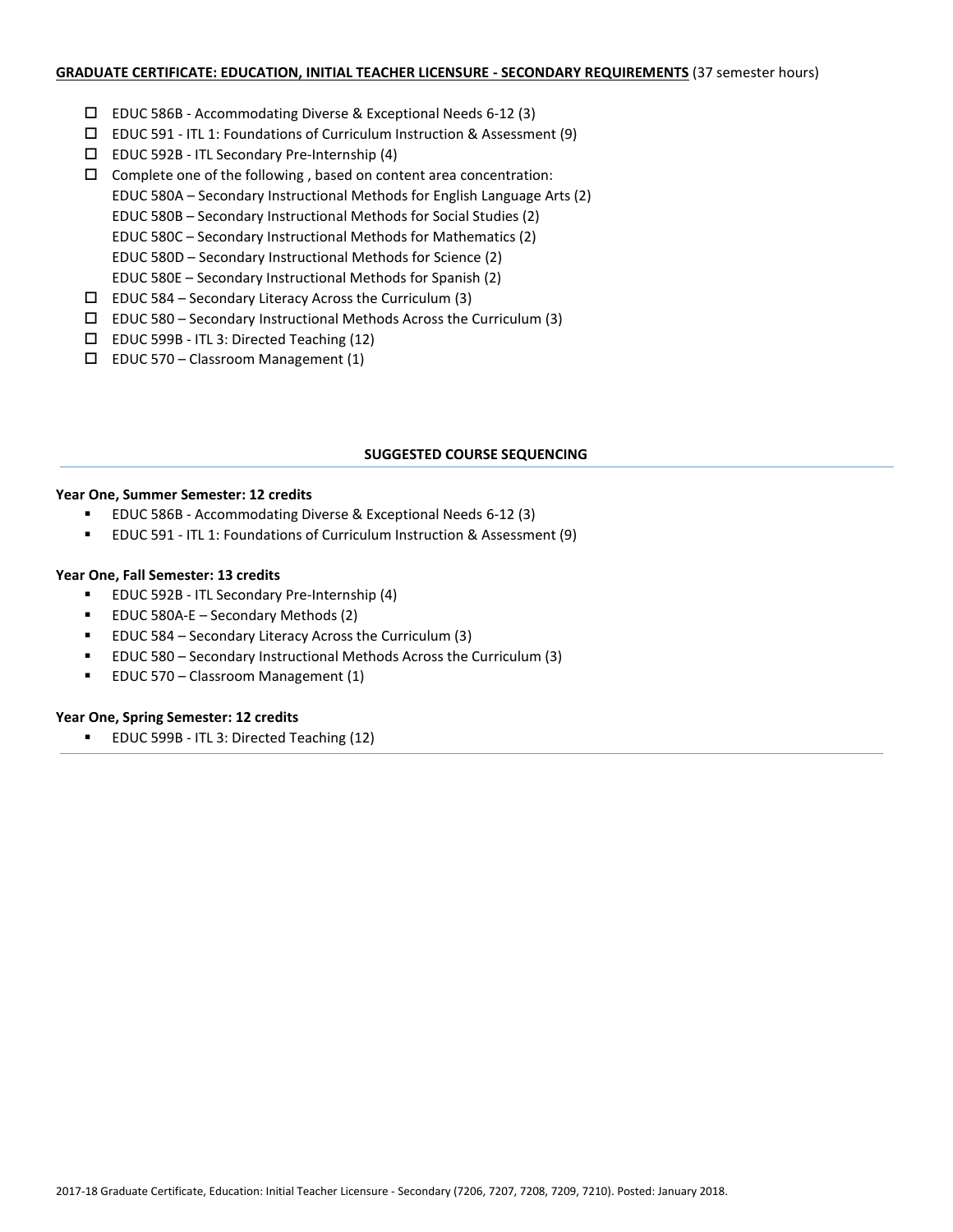**GRADUATE CERTIFICATE: EDUCATION, INITIAL TEACHER LICENSURE - SECONDARY REQUIREMENTS** (37 semester hours)

- ☐ EDUC 586B - Accommodating Diverse & Exceptional Needs 6-12 (3)
- ☐ EDUC 591 - ITL 1: Foundations of Curriculum Instruction & Assessment (9)
- ☐ EDUC 592B - ITL Secondary Pre-Internship (4)
- ☐ Complete one of the following , based on content area concentration:
  EDUC 580A – Secondary Instructional Methods for English Language Arts (2)
  EDUC 580B – Secondary Instructional Methods for Social Studies (2)
  EDUC 580C – Secondary Instructional Methods for Mathematics (2)
  EDUC 580D – Secondary Instructional Methods for Science (2)
  EDUC 580E – Secondary Instructional Methods for Spanish (2)
- ☐ EDUC 584 – Secondary Literacy Across the Curriculum (3)
- ☐ EDUC 580 – Secondary Instructional Methods Across the Curriculum (3)
- ☐ EDUC 599B - ITL 3: Directed Teaching (12)
- ☐ EDUC 570 – Classroom Management (1)

**SUGGESTED COURSE SEQUENCING**

**Year One, Summer Semester: 12 credits**

- EDUC 586B - Accommodating Diverse & Exceptional Needs 6-12 (3)
- EDUC 591 - ITL 1: Foundations of Curriculum Instruction & Assessment (9)

**Year One, Fall Semester: 13 credits**

- EDUC 592B - ITL Secondary Pre-Internship (4)
- EDUC 580A-E – Secondary Methods (2)
- EDUC 584 – Secondary Literacy Across the Curriculum (3)
- EDUC 580 – Secondary Instructional Methods Across the Curriculum (3)
- EDUC 570 – Classroom Management (1)

**Year One, Spring Semester: 12 credits**

- EDUC 599B - ITL 3: Directed Teaching (12)

2017-18 Graduate Certificate, Education: Initial Teacher Licensure - Secondary (7206, 7207, 7208, 7209, 7210). Posted: January 2018.